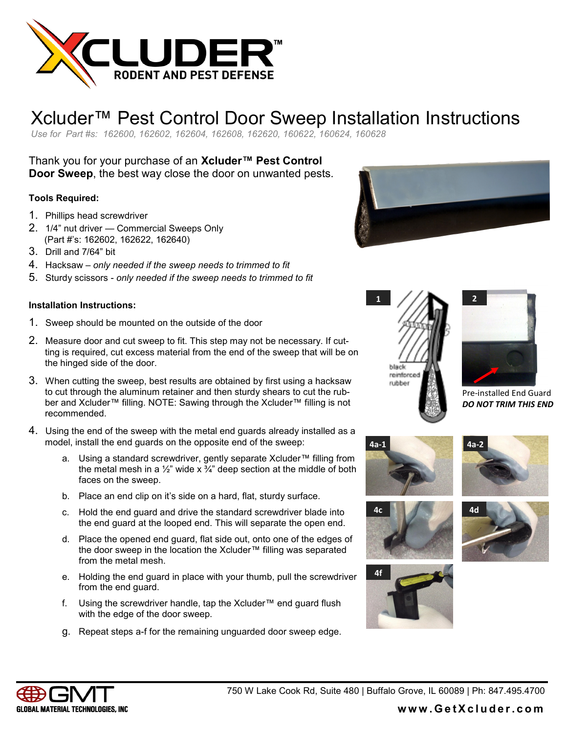# Xcluder™ Pest Control Door Sweep Installation Instructions

*Use for Part #s: 162600, 162602, 162604, 162608, 162620, 160622, 160624, 160628*

Thank you for your purchase of an **Xcluder™ Pest Control Door Sweep**, the best way close the door on unwanted pests.

**Tools Required:**

1. Phillips head screwdriver
2. 1/4" nut driver — Commercial Sweeps Only (Part #'s: 162602, 162622, 162640)
3. Drill and 7/64" bit
4. Hacksaw – *only needed if the sweep needs to trimmed to fit*
5. Sturdy scissors - *only needed if the sweep needs to trimmed to fit*

**Installation Instructions:**

1. Sweep should be mounted on the outside of the door
2. Measure door and cut sweep to fit. This step may not be necessary. If cutting is required, cut excess material from the end of the sweep that will be on the hinged side of the door.
3. When cutting the sweep, best results are obtained by first using a hacksaw to cut through the aluminum retainer and then sturdy shears to cut the rubber and Xcluder™ filling. NOTE: Sawing through the Xcluder™ filling is not recommended.
4. Using the end of the sweep with the metal end guards already installed as a model, install the end guards on the opposite end of the sweep:
   a. Using a standard screwdriver, gently separate Xcluder™ filling from the metal mesh in a ½" wide x ¾" deep section at the middle of both faces on the sweep.
   b. Place an end clip on it's side on a hard, flat, sturdy surface.
   c. Hold the end guard and drive the standard screwdriver blade into the end guard at the looped end. This will separate the open end.
   d. Place the opened end guard, flat side out, onto one of the edges of the door sweep in the location the Xcluder™ filling was separated from the metal mesh.
   e. Holding the end guard in place with your thumb, pull the screwdriver from the end guard.
   f. Using the screwdriver handle, tap the Xcluder™ end guard flush with the edge of the door sweep.
   g. Repeat steps a-f for the remaining unguarded door sweep edge.

1 — black reinforced rubber

2 — Pre-installed End Guard *DO NOT TRIM THIS END*

4a-1 4a-2 4c 4d 4f

750 W Lake Cook Rd, Suite 480 | Buffalo Grove, IL 60089 | Ph: 847.495.4700

**www.GetXcluder.com**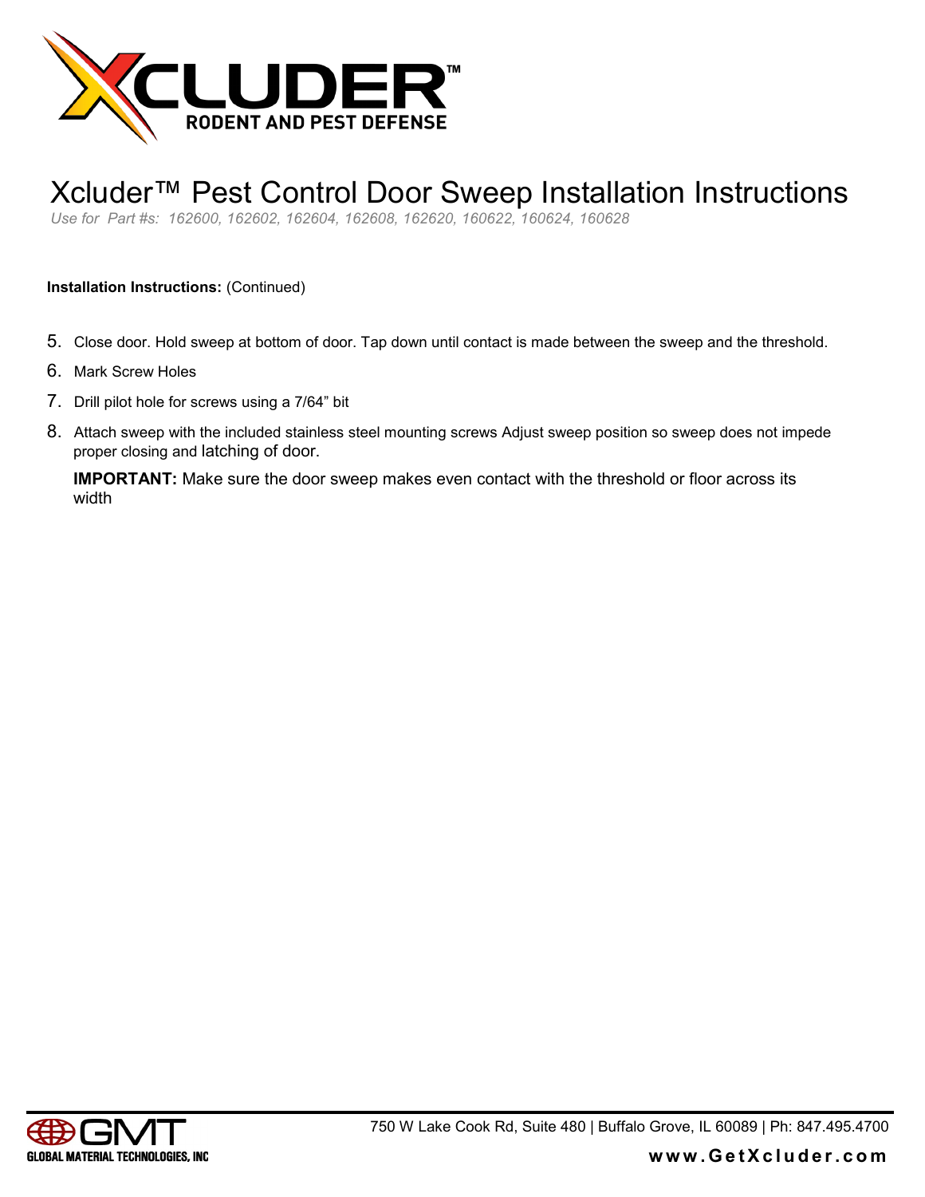# Xcluder™ Pest Control Door Sweep Installation Instructions

*Use for Part #s: 162600, 162602, 162604, 162608, 162620, 160622, 160624, 160628*

**Installation Instructions:** (Continued)

5. Close door. Hold sweep at bottom of door. Tap down until contact is made between the sweep and the threshold.
6. Mark Screw Holes
7. Drill pilot hole for screws using a 7/64” bit
8. Attach sweep with the included stainless steel mounting screws Adjust sweep position so sweep does not impede proper closing and latching of door.

   **IMPORTANT:** Make sure the door sweep makes even contact with the threshold or floor across its width

GMT GLOBAL MATERIAL TECHNOLOGIES, INC

750 W Lake Cook Rd, Suite 480 | Buffalo Grove, IL 60089 | Ph: 847.495.4700

www.GetXcluder.com